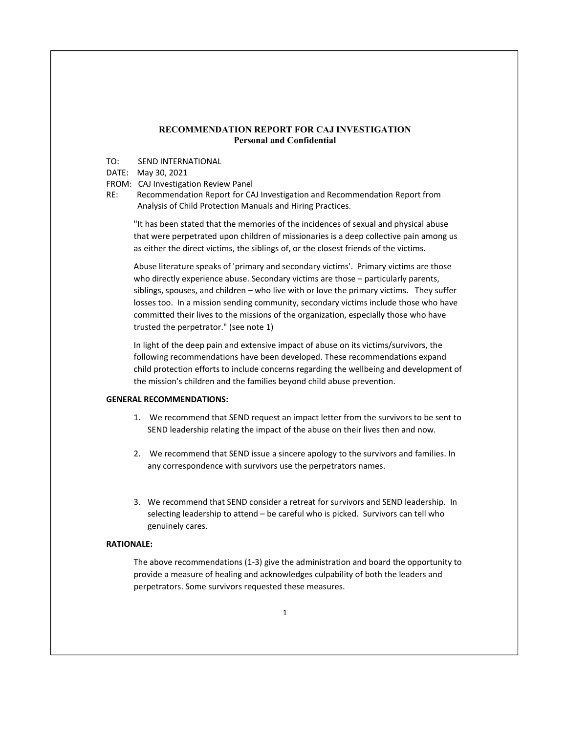# RECOMMENDATION REPORT FOR CAJ INVESTIGATION

**Personal and Confidential**

TO: SEND INTERNATIONAL

DATE: May 30, 2021

FROM: CAJ Investigation Review Panel

RE: Recommendation Report for CAJ Investigation and Recommendation Report from Analysis of Child Protection Manuals and Hiring Practices.

"It has been stated that the memories of the incidences of sexual and physical abuse that were perpetrated upon children of missionaries is a deep collective pain among us as either the direct victims, the siblings of, or the closest friends of the victims.

Abuse literature speaks of 'primary and secondary victims'. Primary victims are those who directly experience abuse. Secondary victims are those – particularly parents, siblings, spouses, and children – who live with or love the primary victims. They suffer losses too. In a mission sending community, secondary victims include those who have committed their lives to the missions of the organization, especially those who have trusted the perpetrator." (see note 1)

In light of the deep pain and extensive impact of abuse on its victims/survivors, the following recommendations have been developed. These recommendations expand child protection efforts to include concerns regarding the wellbeing and development of the mission's children and the families beyond child abuse prevention.

**GENERAL RECOMMENDATIONS:**

1. We recommend that SEND request an impact letter from the survivors to be sent to SEND leadership relating the impact of the abuse on their lives then and now.
2. We recommend that SEND issue a sincere apology to the survivors and families. In any correspondence with survivors use the perpetrators names.
3. We recommend that SEND consider a retreat for survivors and SEND leadership. In selecting leadership to attend – be careful who is picked. Survivors can tell who genuinely cares.

**RATIONALE:**

The above recommendations (1-3) give the administration and board the opportunity to provide a measure of healing and acknowledges culpability of both the leaders and perpetrators. Some survivors requested these measures.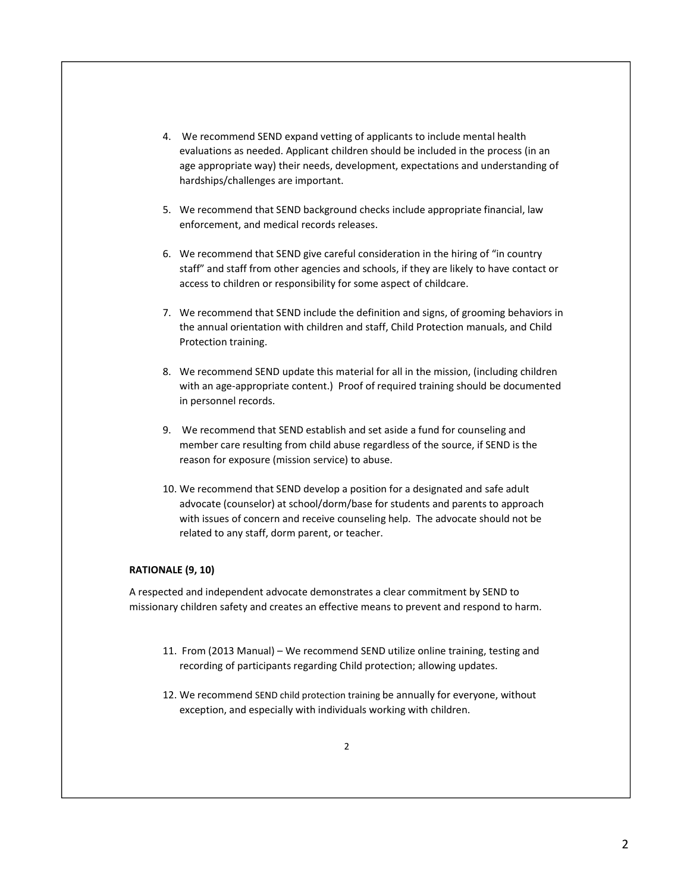4. We recommend SEND expand vetting of applicants to include mental health evaluations as needed. Applicant children should be included in the process (in an age appropriate way) their needs, development, expectations and understanding of hardships/challenges are important.

5. We recommend that SEND background checks include appropriate financial, law enforcement, and medical records releases.

6. We recommend that SEND give careful consideration in the hiring of "in country staff" and staff from other agencies and schools, if they are likely to have contact or access to children or responsibility for some aspect of childcare.

7. We recommend that SEND include the definition and signs, of grooming behaviors in the annual orientation with children and staff, Child Protection manuals, and Child Protection training.

8. We recommend SEND update this material for all in the mission, (including children with an age-appropriate content.) Proof of required training should be documented in personnel records.

9. We recommend that SEND establish and set aside a fund for counseling and member care resulting from child abuse regardless of the source, if SEND is the reason for exposure (mission service) to abuse.

10. We recommend that SEND develop a position for a designated and safe adult advocate (counselor) at school/dorm/base for students and parents to approach with issues of concern and receive counseling help. The advocate should not be related to any staff, dorm parent, or teacher.

**RATIONALE (9, 10)**

A respected and independent advocate demonstrates a clear commitment by SEND to missionary children safety and creates an effective means to prevent and respond to harm.

11. From (2013 Manual) – We recommend SEND utilize online training, testing and recording of participants regarding Child protection; allowing updates.

12. We recommend SEND child protection training be annually for everyone, without exception, and especially with individuals working with children.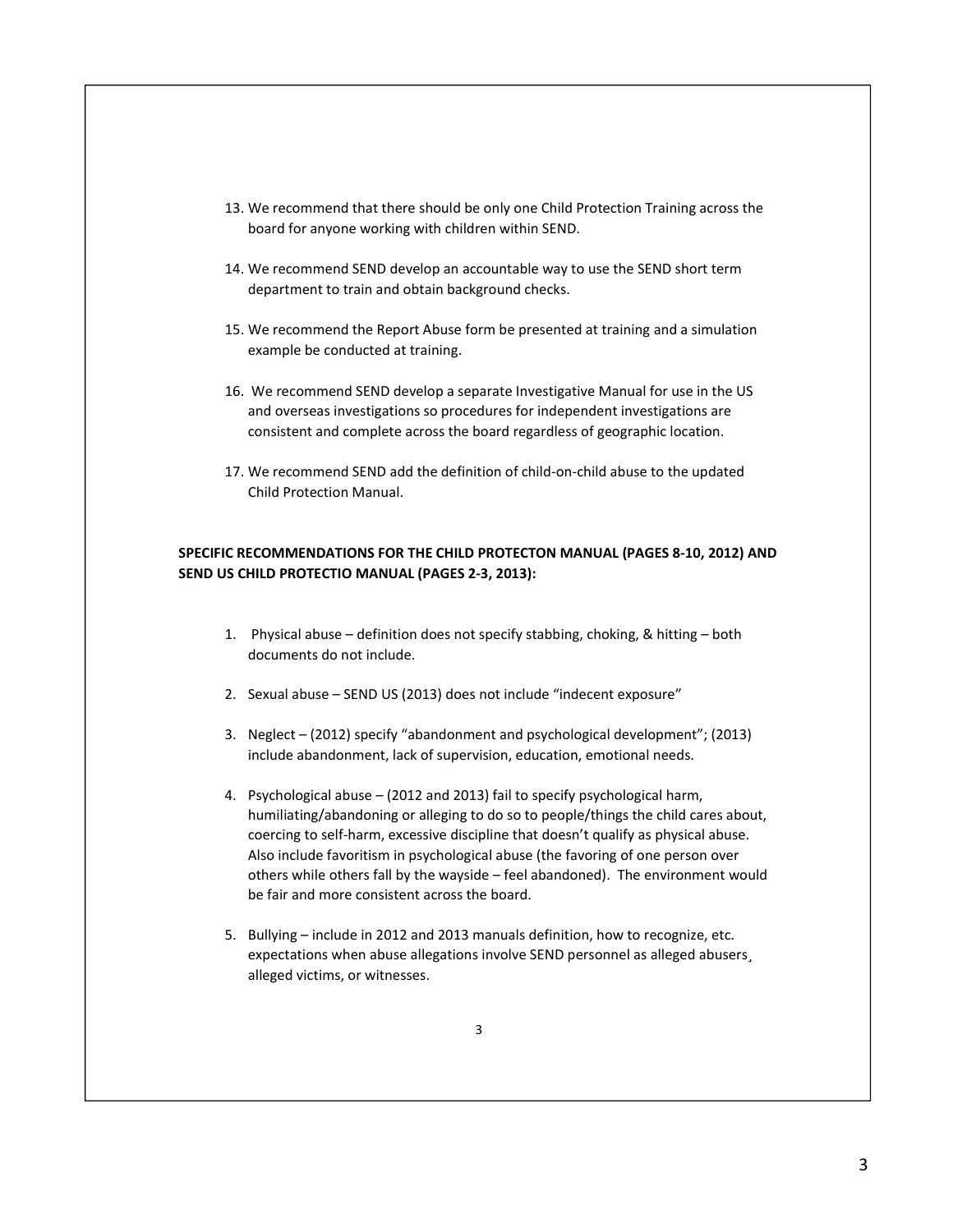13. We recommend that there should be only one Child Protection Training across the board for anyone working with children within SEND.

14. We recommend SEND develop an accountable way to use the SEND short term department to train and obtain background checks.

15. We recommend the Report Abuse form be presented at training and a simulation example be conducted at training.

16. We recommend SEND develop a separate Investigative Manual for use in the US and overseas investigations so procedures for independent investigations are consistent and complete across the board regardless of geographic location.

17. We recommend SEND add the definition of child-on-child abuse to the updated Child Protection Manual.

**SPECIFIC RECOMMENDATIONS FOR THE CHILD PROTECTON MANUAL (PAGES 8-10, 2012) AND SEND US CHILD PROTECTIO MANUAL (PAGES 2-3, 2013):**

1. Physical abuse – definition does not specify stabbing, choking, & hitting – both documents do not include.

2. Sexual abuse – SEND US (2013) does not include "indecent exposure"

3. Neglect – (2012) specify "abandonment and psychological development"; (2013) include abandonment, lack of supervision, education, emotional needs.

4. Psychological abuse – (2012 and 2013) fail to specify psychological harm, humiliating/abandoning or alleging to do so to people/things the child cares about, coercing to self-harm, excessive discipline that doesn't qualify as physical abuse. Also include favoritism in psychological abuse (the favoring of one person over others while others fall by the wayside – feel abandoned). The environment would be fair and more consistent across the board.

5. Bullying – include in 2012 and 2013 manuals definition, how to recognize, etc. expectations when abuse allegations involve SEND personnel as alleged abusers¸ alleged victims, or witnesses.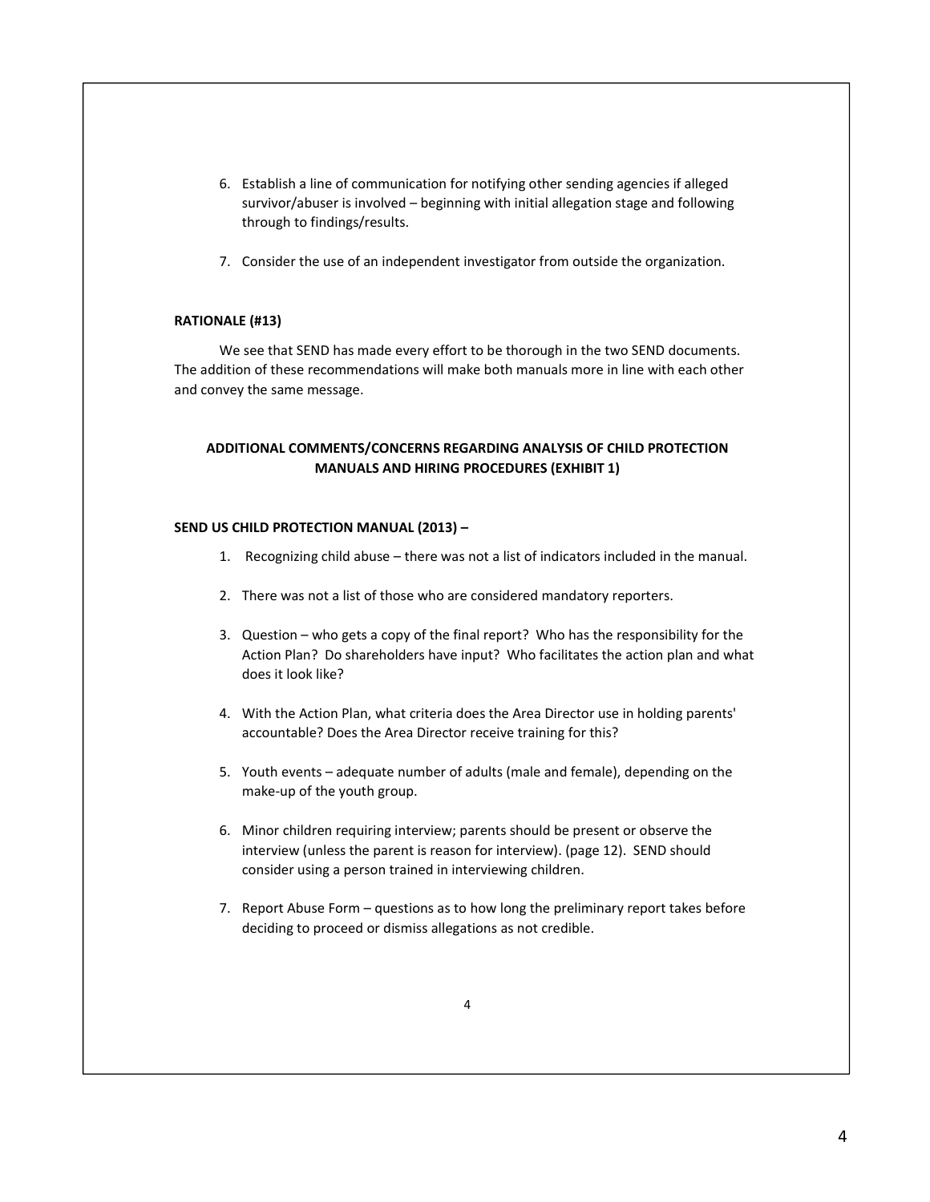6. Establish a line of communication for notifying other sending agencies if alleged survivor/abuser is involved – beginning with initial allegation stage and following through to findings/results.

7. Consider the use of an independent investigator from outside the organization.

**RATIONALE (#13)**

We see that SEND has made every effort to be thorough in the two SEND documents. The addition of these recommendations will make both manuals more in line with each other and convey the same message.

**ADDITIONAL COMMENTS/CONCERNS REGARDING ANALYSIS OF CHILD PROTECTION MANUALS AND HIRING PROCEDURES (EXHIBIT 1)**

**SEND US CHILD PROTECTION MANUAL (2013) –**

1. Recognizing child abuse – there was not a list of indicators included in the manual.

2. There was not a list of those who are considered mandatory reporters.

3. Question – who gets a copy of the final report? Who has the responsibility for the Action Plan? Do shareholders have input? Who facilitates the action plan and what does it look like?

4. With the Action Plan, what criteria does the Area Director use in holding parents' accountable? Does the Area Director receive training for this?

5. Youth events – adequate number of adults (male and female), depending on the make-up of the youth group.

6. Minor children requiring interview; parents should be present or observe the interview (unless the parent is reason for interview). (page 12). SEND should consider using a person trained in interviewing children.

7. Report Abuse Form – questions as to how long the preliminary report takes before deciding to proceed or dismiss allegations as not credible.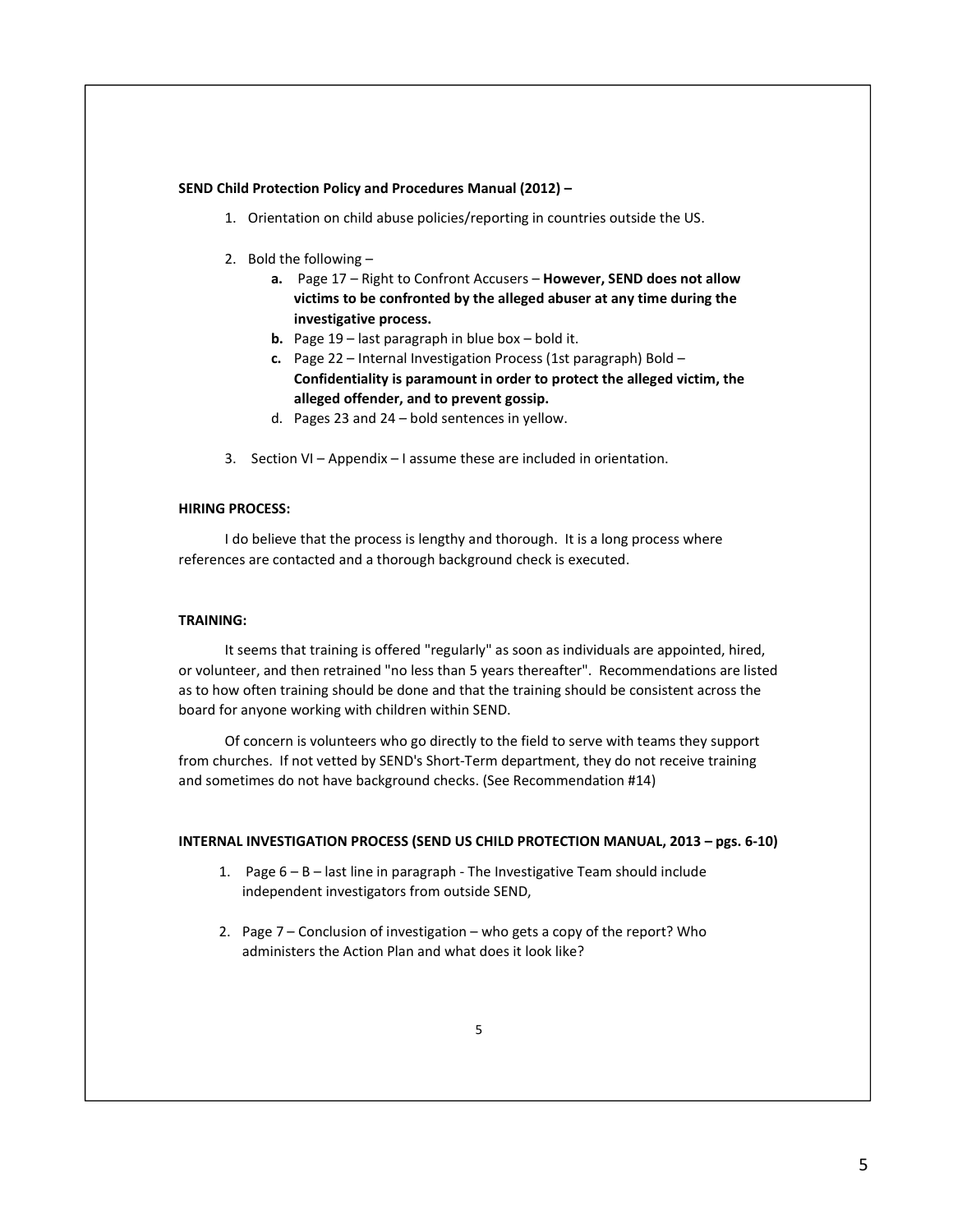**SEND Child Protection Policy and Procedures Manual (2012) –**

1. Orientation on child abuse policies/reporting in countries outside the US.

2. Bold the following –
   - **a.** Page 17 – Right to Confront Accusers – **However, SEND does not allow victims to be confronted by the alleged abuser at any time during the investigative process.**
   - **b.** Page 19 – last paragraph in blue box – bold it.
   - **c.** Page 22 – Internal Investigation Process (1st paragraph) Bold – **Confidentiality is paramount in order to protect the alleged victim, the alleged offender, and to prevent gossip.**
   - d. Pages 23 and 24 – bold sentences in yellow.

3. Section VI – Appendix – I assume these are included in orientation.

**HIRING PROCESS:**

I do believe that the process is lengthy and thorough. It is a long process where references are contacted and a thorough background check is executed.

**TRAINING:**

It seems that training is offered "regularly" as soon as individuals are appointed, hired, or volunteer, and then retrained "no less than 5 years thereafter". Recommendations are listed as to how often training should be done and that the training should be consistent across the board for anyone working with children within SEND.

Of concern is volunteers who go directly to the field to serve with teams they support from churches. If not vetted by SEND's Short-Term department, they do not receive training and sometimes do not have background checks. (See Recommendation #14)

**INTERNAL INVESTIGATION PROCESS (SEND US CHILD PROTECTION MANUAL, 2013 – pgs. 6-10)**

1. Page 6 – B – last line in paragraph - The Investigative Team should include independent investigators from outside SEND,

2. Page 7 – Conclusion of investigation – who gets a copy of the report? Who administers the Action Plan and what does it look like?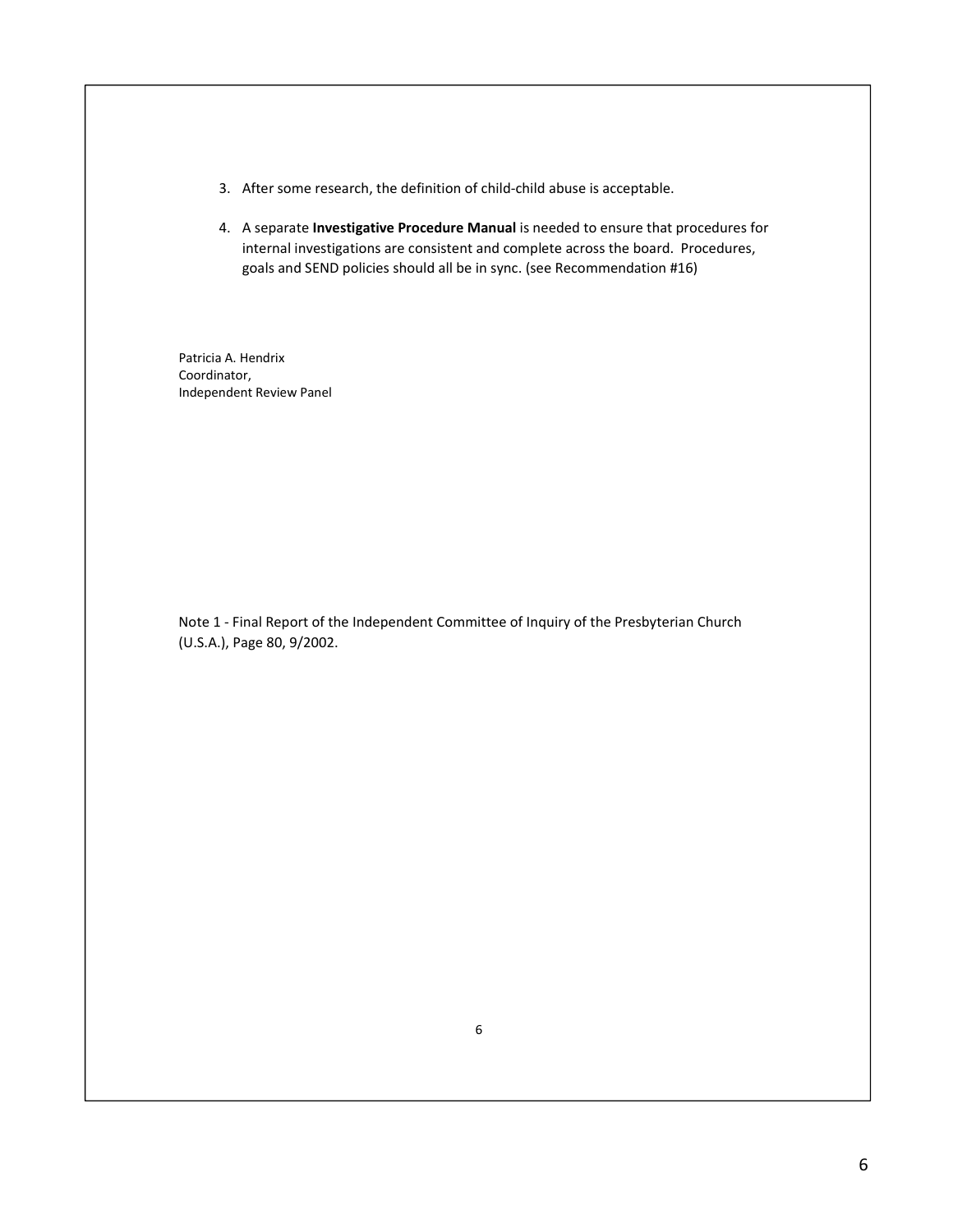3. After some research, the definition of child-child abuse is acceptable.

4. A separate **Investigative Procedure Manual** is needed to ensure that procedures for internal investigations are consistent and complete across the board. Procedures, goals and SEND policies should all be in sync. (see Recommendation #16)

Patricia A. Hendrix  
Coordinator,  
Independent Review Panel

Note 1 - Final Report of the Independent Committee of Inquiry of the Presbyterian Church (U.S.A.), Page 80, 9/2002.